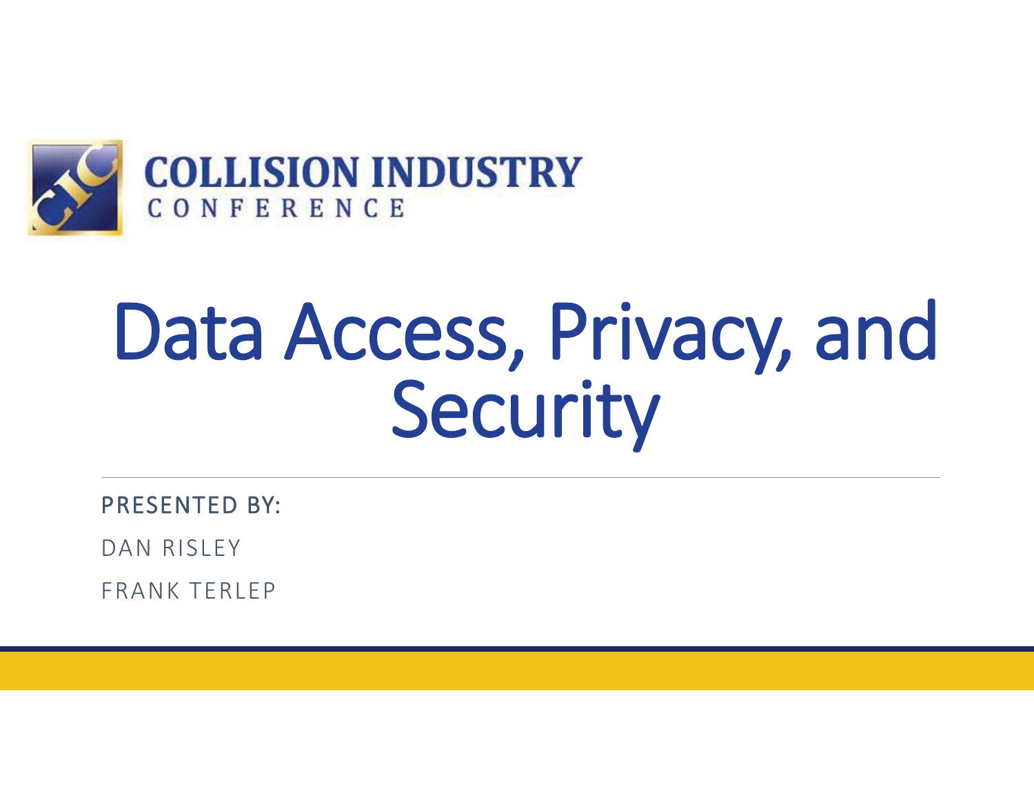COLLISION INDUSTRY CONFERENCE

# Data Access, Privacy, and Security

PRESENTED BY:

DAN RISLEY

FRANK TERLEP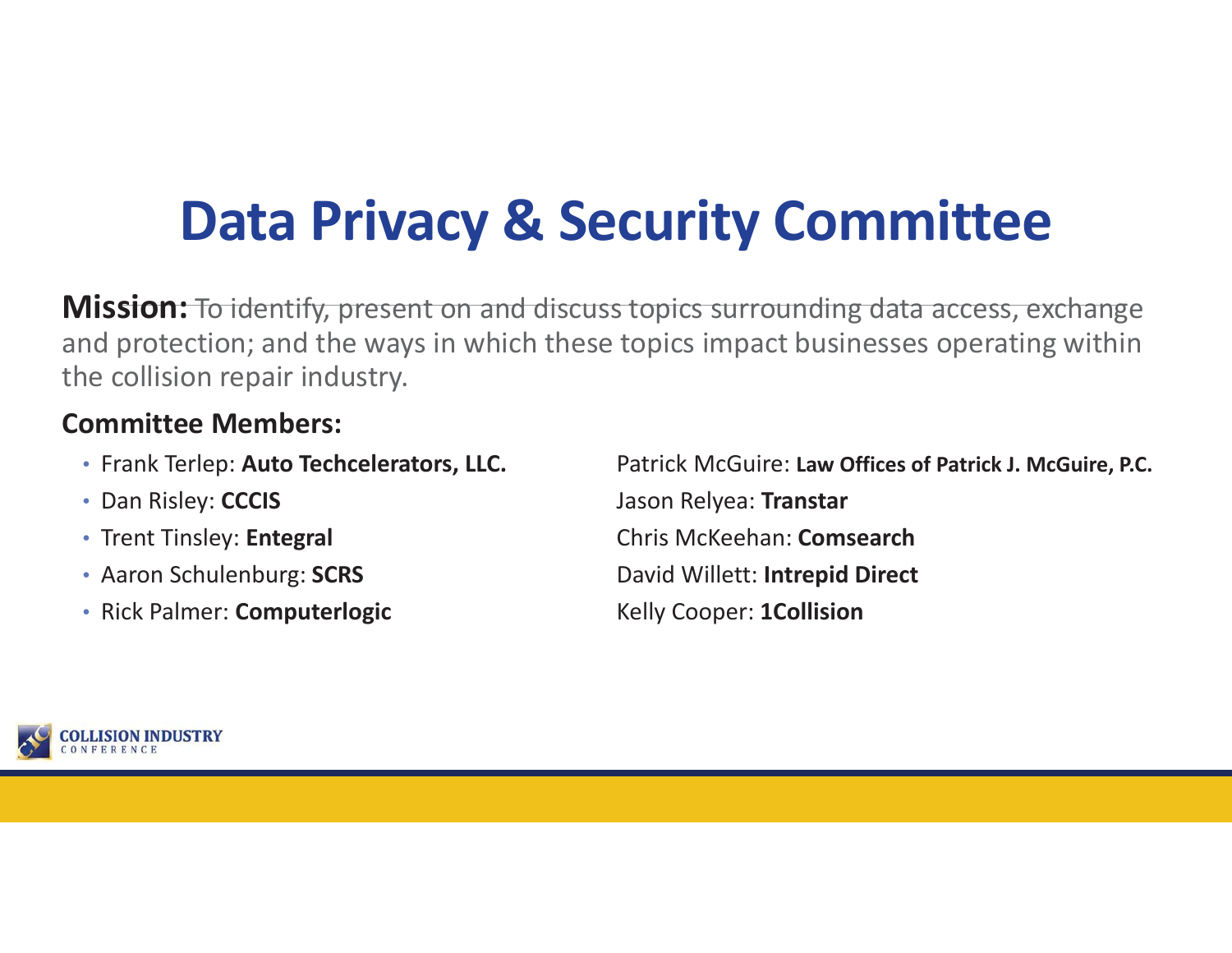# Data Privacy & Security Committee

**Mission:** ~~To identify, present on and discuss topics surrounding data access, exchange~~ and protection; and the ways in which these topics impact businesses operating within the collision repair industry.

**Committee Members:**

- Frank Terlep: **Auto Techcelerators, LLC.**
- Dan Risley: **CCCIS**
- Trent Tinsley: **Entegral**
- Aaron Schulenburg: **SCRS**
- Rick Palmer: **Computerlogic**
- Patrick McGuire: **Law Offices of Patrick J. McGuire, P.C.**
- Jason Relyea: **Transtar**
- Chris McKeehan: **Comsearch**
- David Willett: **Intrepid Direct**
- Kelly Cooper: **1Collision**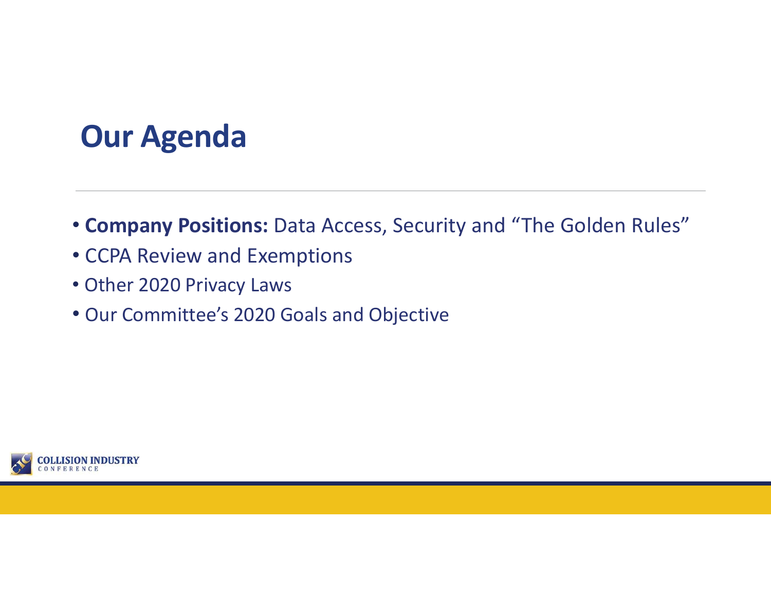# Our Agenda

- **Company Positions:** Data Access, Security and “The Golden Rules”
- CCPA Review and Exemptions
- Other 2020 Privacy Laws
- Our Committee’s 2020 Goals and Objective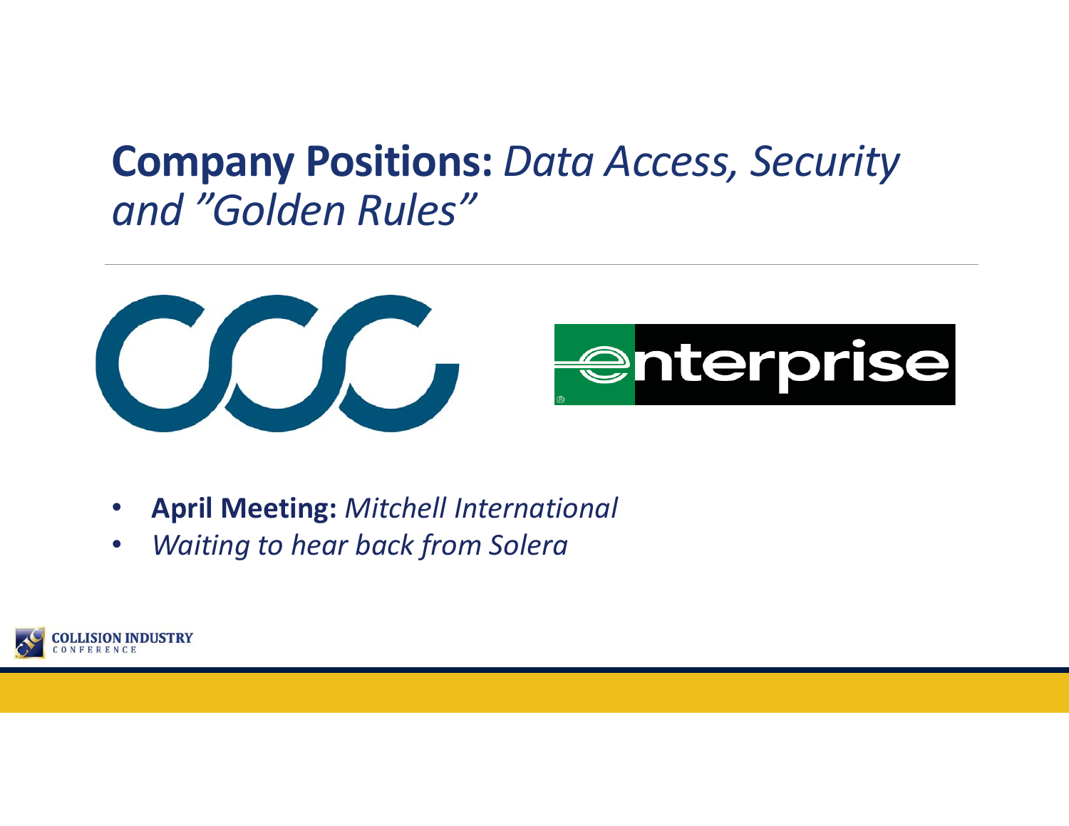# **Company Positions:** *Data Access, Security and "Golden Rules"*

- **April Meeting:** *Mitchell International*
- *Waiting to hear back from Solera*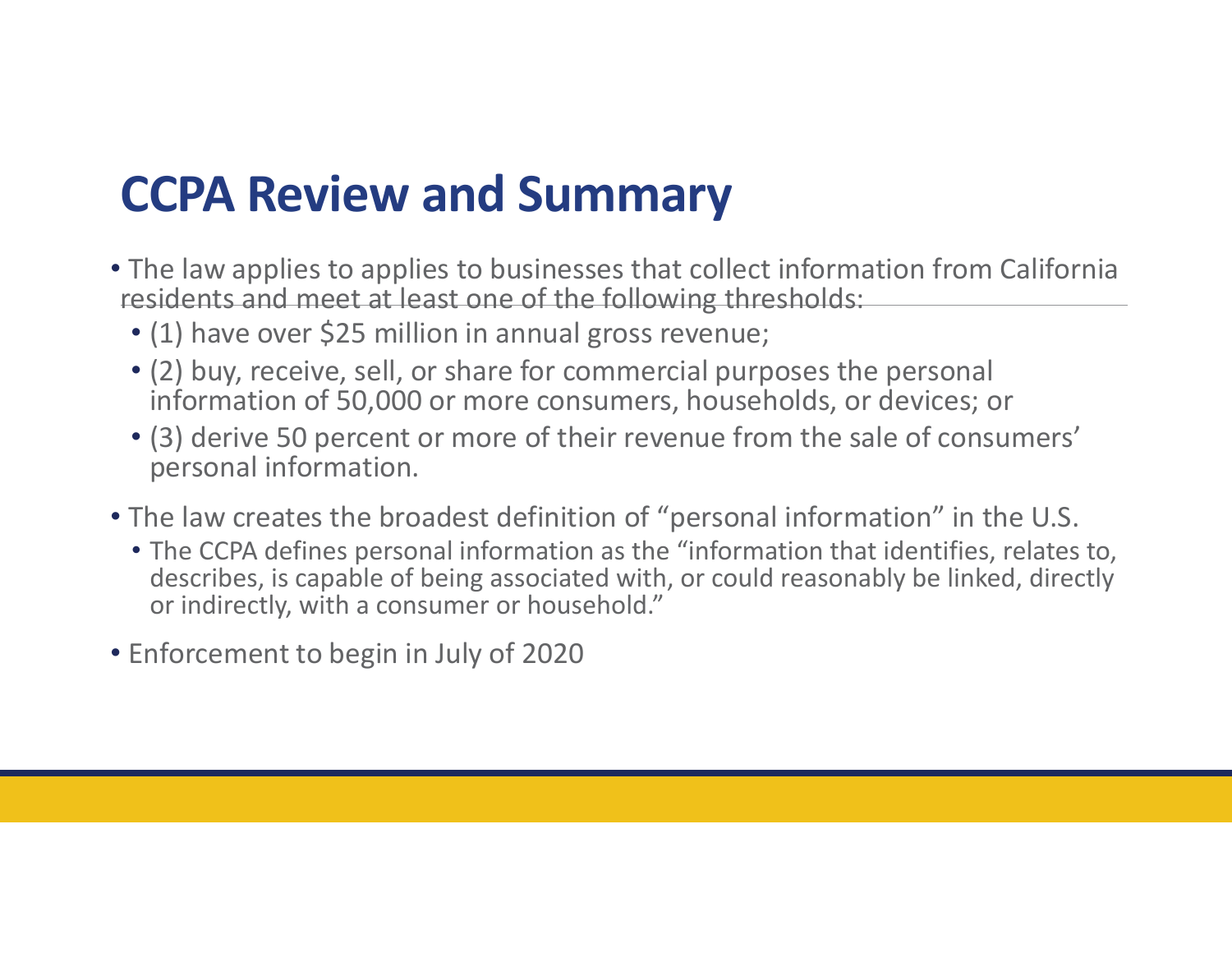# CCPA Review and Summary

- The law applies to applies to businesses that collect information from California residents and meet at least one of the following thresholds:
  - (1) have over $25 million in annual gross revenue;
  - (2) buy, receive, sell, or share for commercial purposes the personal information of 50,000 or more consumers, households, or devices; or
  - (3) derive 50 percent or more of their revenue from the sale of consumers' personal information.
- The law creates the broadest definition of "personal information" in the U.S.
  - The CCPA defines personal information as the "information that identifies, relates to, describes, is capable of being associated with, or could reasonably be linked, directly or indirectly, with a consumer or household."
- Enforcement to begin in July of 2020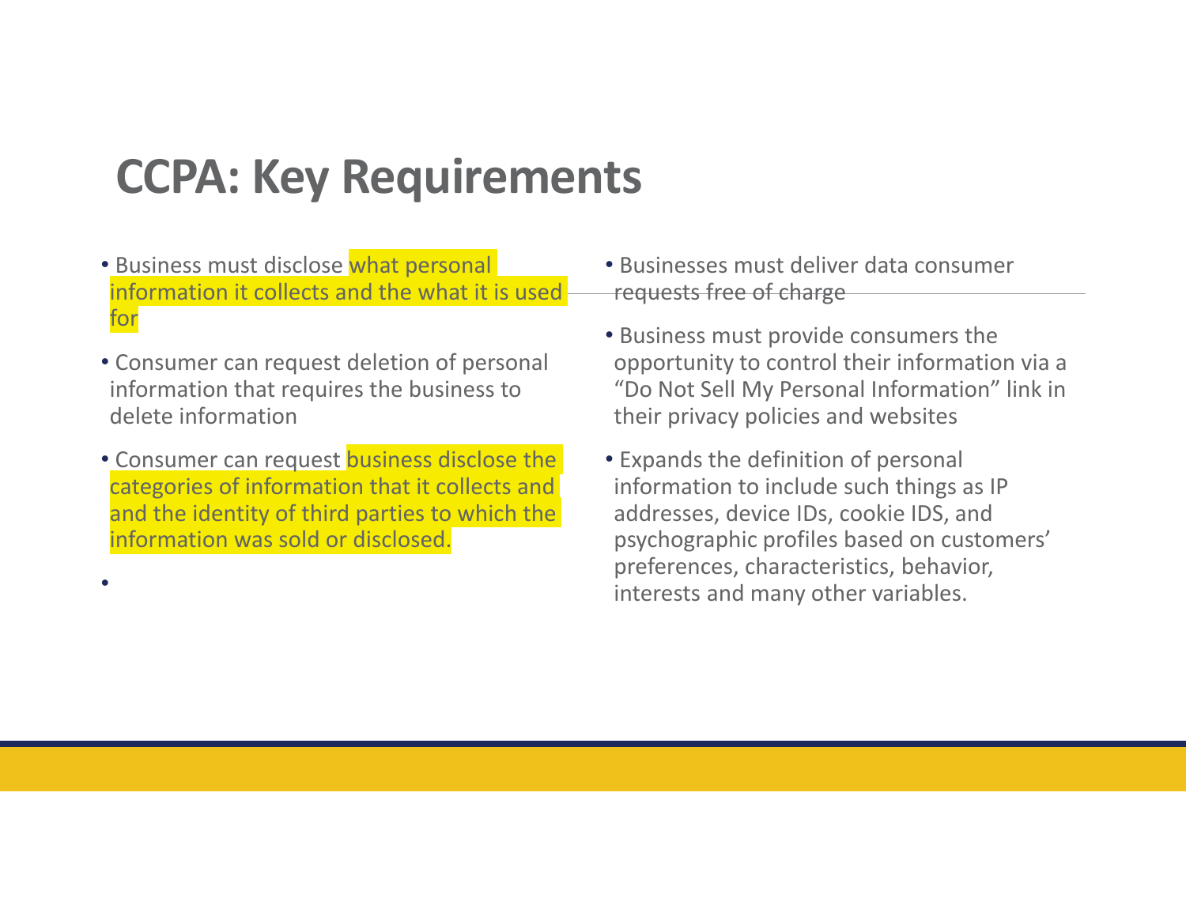# CCPA: Key Requirements

- Business must disclose what personal information it collects and the what it is used for
- Consumer can request deletion of personal information that requires the business to delete information
- Consumer can request business disclose the categories of information that it collects and and the identity of third parties to which the information was sold or disclosed.
- Businesses must deliver data consumer requests free of charge
- Business must provide consumers the opportunity to control their information via a "Do Not Sell My Personal Information" link in their privacy policies and websites
- Expands the definition of personal information to include such things as IP addresses, device IDs, cookie IDS, and psychographic profiles based on customers' preferences, characteristics, behavior, interests and many other variables.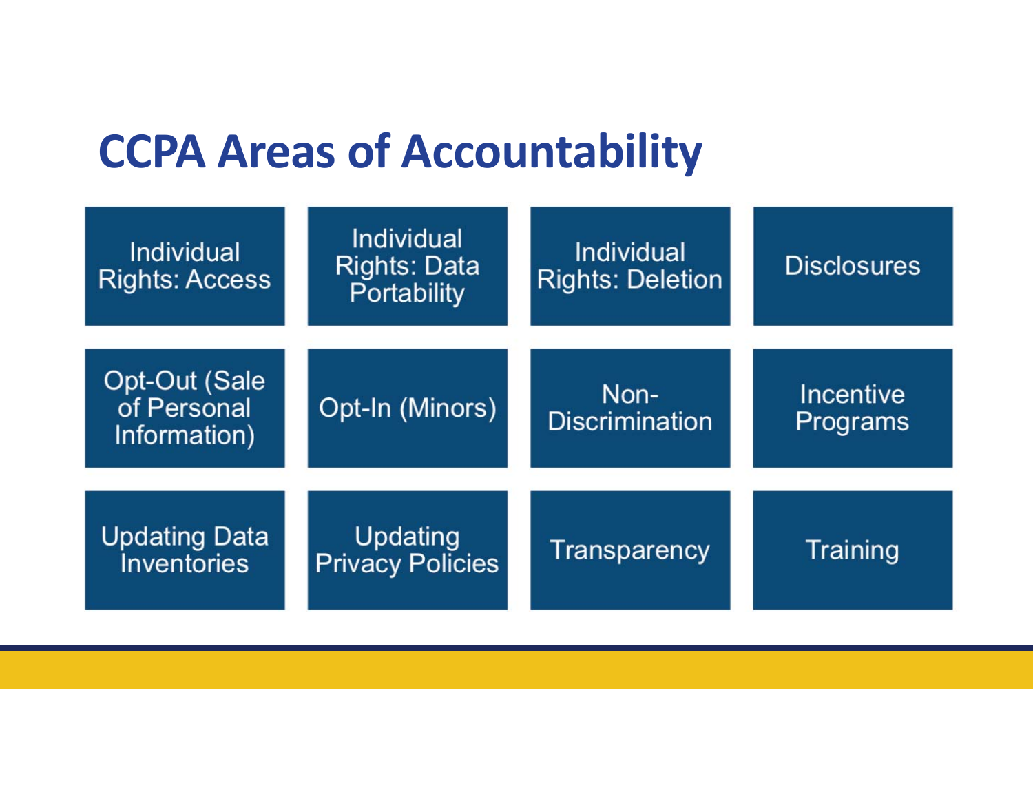# CCPA Areas of Accountability

- Individual Rights: Access
- Individual Rights: Data Portability
- Individual Rights: Deletion
- Disclosures
- Opt-Out (Sale of Personal Information)
- Opt-In (Minors)
- Non-Discrimination
- Incentive Programs
- Updating Data Inventories
- Updating Privacy Policies
- Transparency
- Training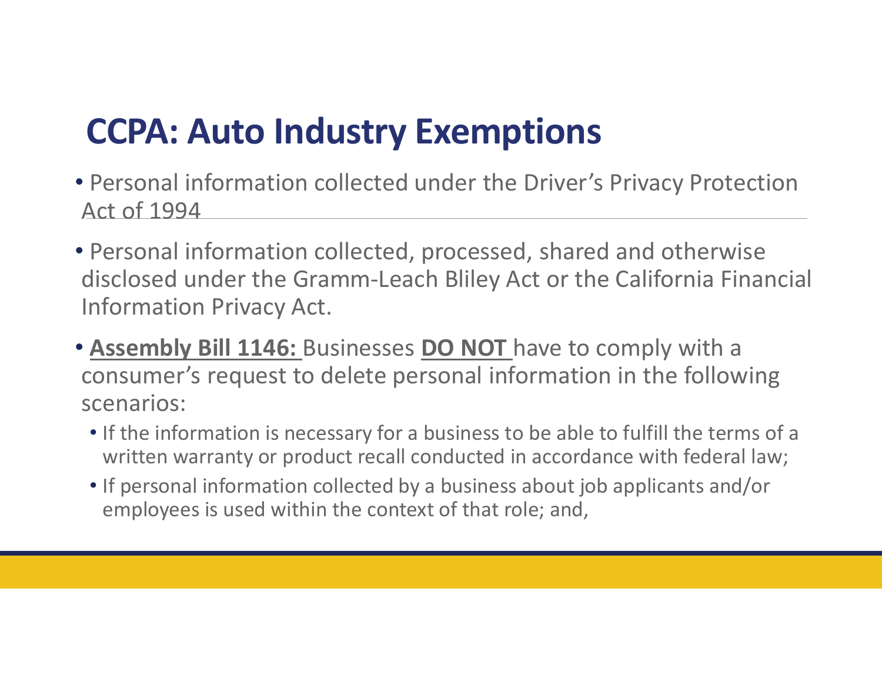# CCPA: Auto Industry Exemptions

- Personal information collected under the Driver's Privacy Protection Act of 1994
- Personal information collected, processed, shared and otherwise disclosed under the Gramm-Leach Bliley Act or the California Financial Information Privacy Act.
- **Assembly Bill 1146:** Businesses **DO NOT** have to comply with a consumer's request to delete personal information in the following scenarios:
  - If the information is necessary for a business to be able to fulfill the terms of a written warranty or product recall conducted in accordance with federal law;
  - If personal information collected by a business about job applicants and/or employees is used within the context of that role; and,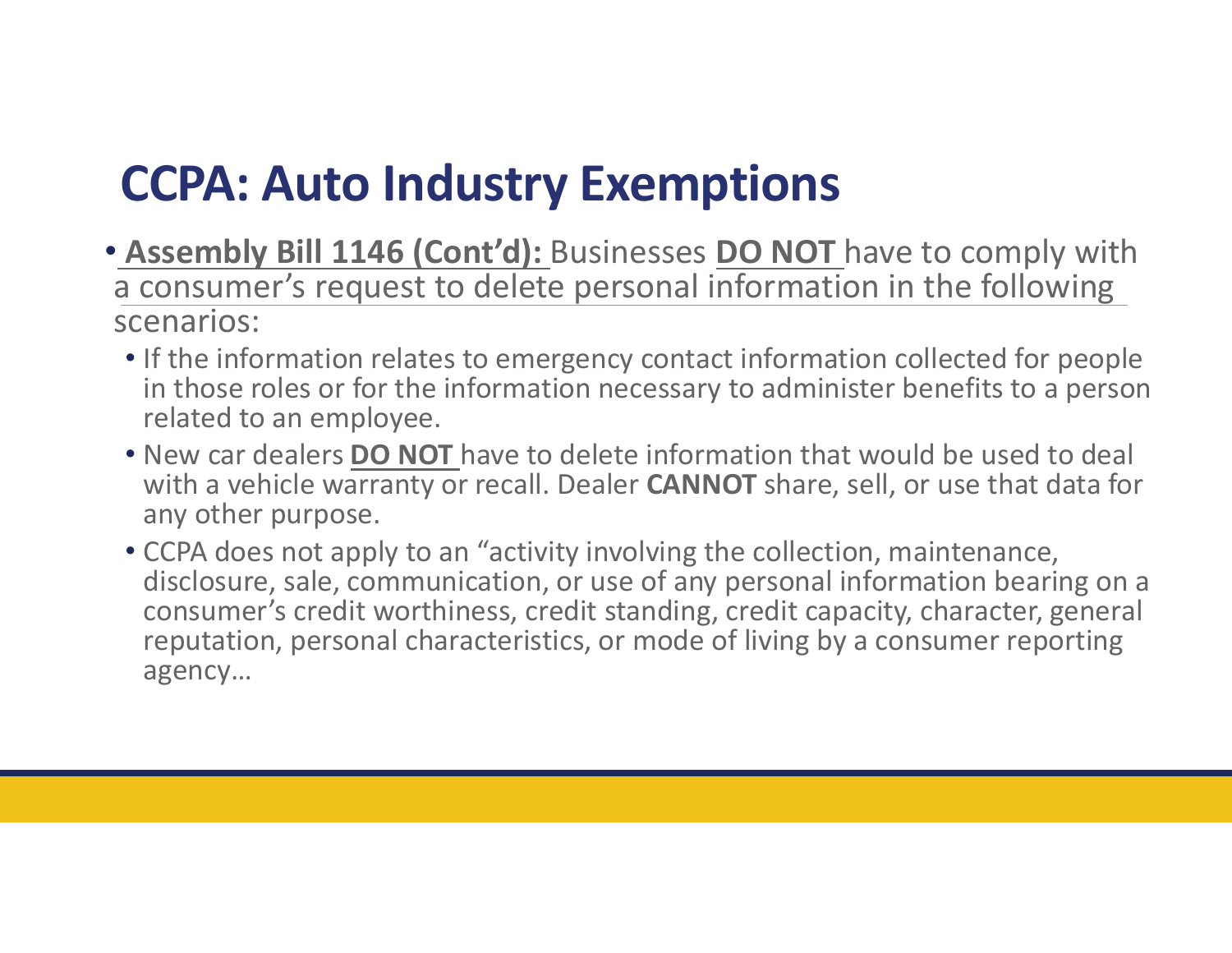# CCPA: Auto Industry Exemptions

- **Assembly Bill 1146 (Cont'd):** Businesses **DO NOT** have to comply with a consumer's request to delete personal information in the following scenarios:
  - If the information relates to emergency contact information collected for people in those roles or for the information necessary to administer benefits to a person related to an employee.
  - New car dealers **DO NOT** have to delete information that would be used to deal with a vehicle warranty or recall. Dealer **CANNOT** share, sell, or use that data for any other purpose.
  - CCPA does not apply to an "activity involving the collection, maintenance, disclosure, sale, communication, or use of any personal information bearing on a consumer's credit worthiness, credit standing, credit capacity, character, general reputation, personal characteristics, or mode of living by a consumer reporting agency…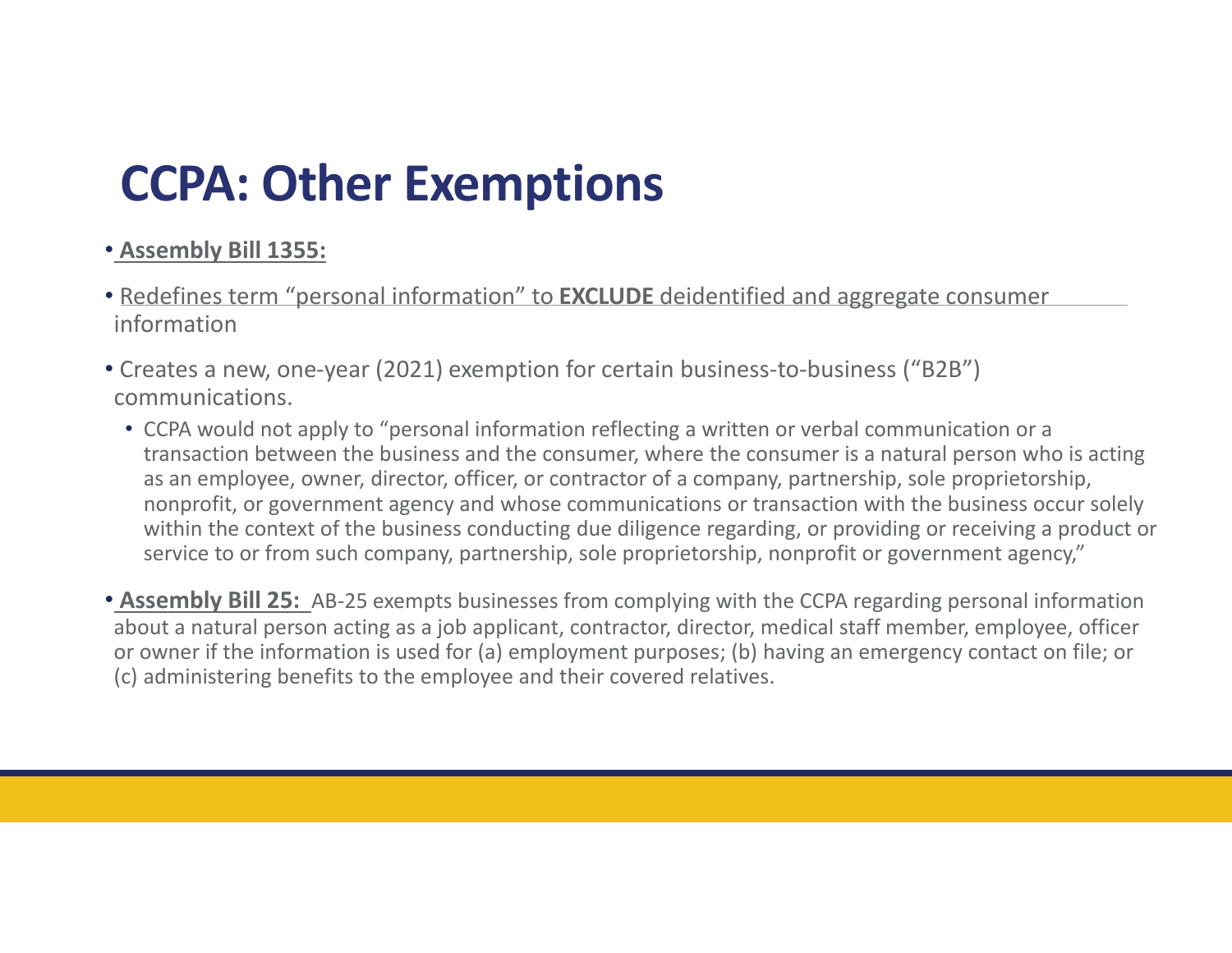# CCPA: Other Exemptions

- **Assembly Bill 1355:**
- Redefines term "personal information" to **EXCLUDE** deidentified and aggregate consumer information
- Creates a new, one-year (2021) exemption for certain business-to-business ("B2B") communications.
  - CCPA would not apply to "personal information reflecting a written or verbal communication or a transaction between the business and the consumer, where the consumer is a natural person who is acting as an employee, owner, director, officer, or contractor of a company, partnership, sole proprietorship, nonprofit, or government agency and whose communications or transaction with the business occur solely within the context of the business conducting due diligence regarding, or providing or receiving a product or service to or from such company, partnership, sole proprietorship, nonprofit or government agency,"
- **Assembly Bill 25:** AB-25 exempts businesses from complying with the CCPA regarding personal information about a natural person acting as a job applicant, contractor, director, medical staff member, employee, officer or owner if the information is used for (a) employment purposes; (b) having an emergency contact on file; or (c) administering benefits to the employee and their covered relatives.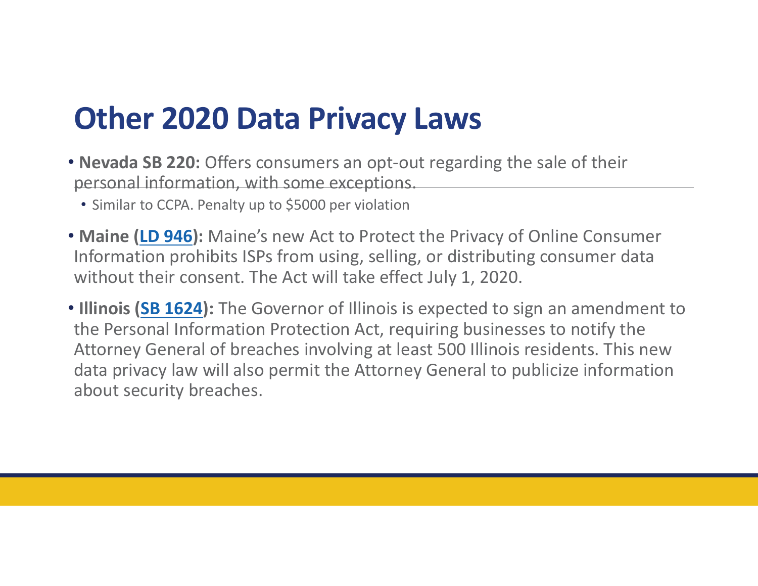# Other 2020 Data Privacy Laws

- **Nevada SB 220:** Offers consumers an opt-out regarding the sale of their personal information, with some exceptions.
  - Similar to CCPA. Penalty up to $5000 per violation
- **Maine (LD 946):** Maine's new Act to Protect the Privacy of Online Consumer Information prohibits ISPs from using, selling, or distributing consumer data without their consent. The Act will take effect July 1, 2020.
- **Illinois (SB 1624):** The Governor of Illinois is expected to sign an amendment to the Personal Information Protection Act, requiring businesses to notify the Attorney General of breaches involving at least 500 Illinois residents. This new data privacy law will also permit the Attorney General to publicize information about security breaches.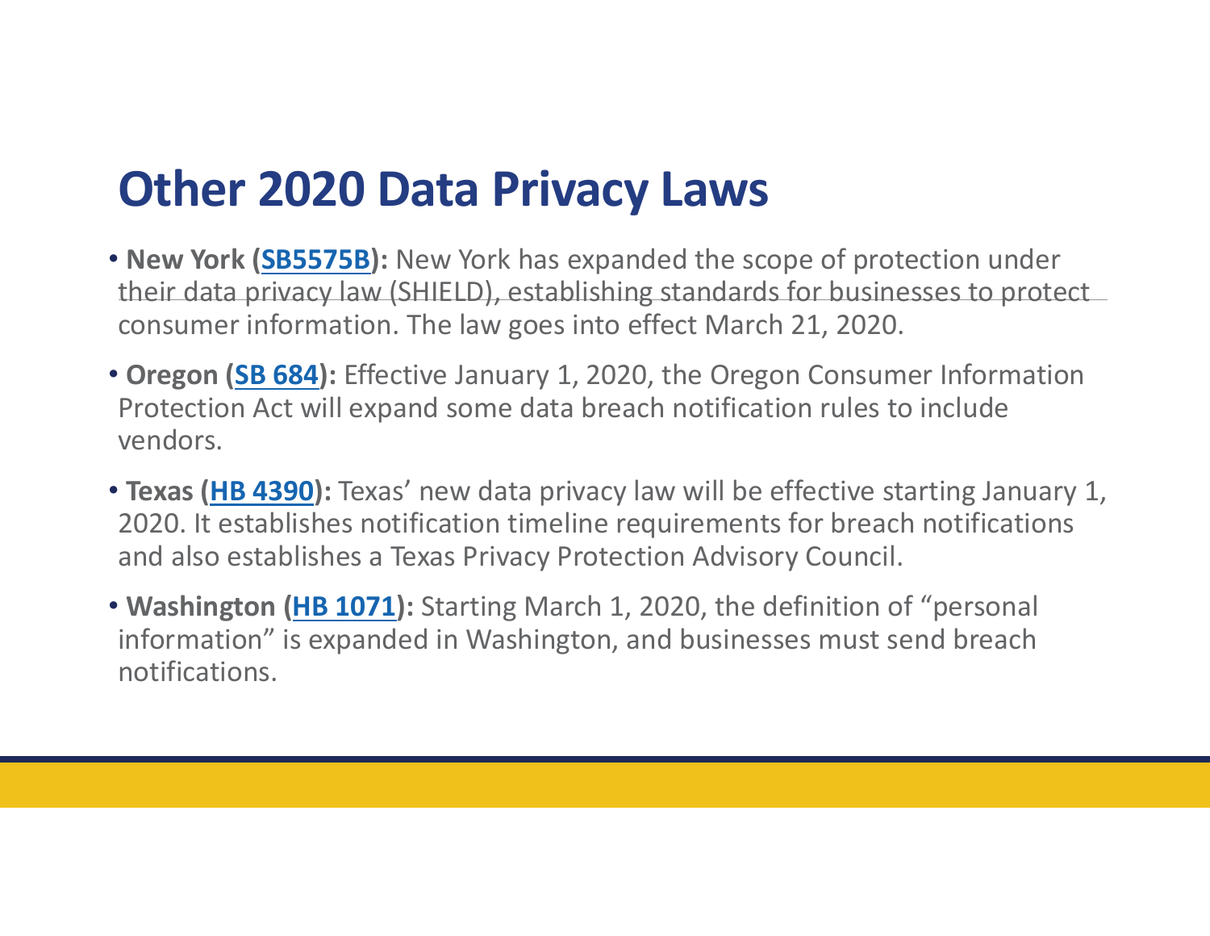# Other 2020 Data Privacy Laws

- **New York (SB5575B):** New York has expanded the scope of protection under their data privacy law (SHIELD), establishing standards for businesses to protect consumer information. The law goes into effect March 21, 2020.
- **Oregon (SB 684):** Effective January 1, 2020, the Oregon Consumer Information Protection Act will expand some data breach notification rules to include vendors.
- **Texas (HB 4390):** Texas' new data privacy law will be effective starting January 1, 2020. It establishes notification timeline requirements for breach notifications and also establishes a Texas Privacy Protection Advisory Council.
- **Washington (HB 1071):** Starting March 1, 2020, the definition of "personal information" is expanded in Washington, and businesses must send breach notifications.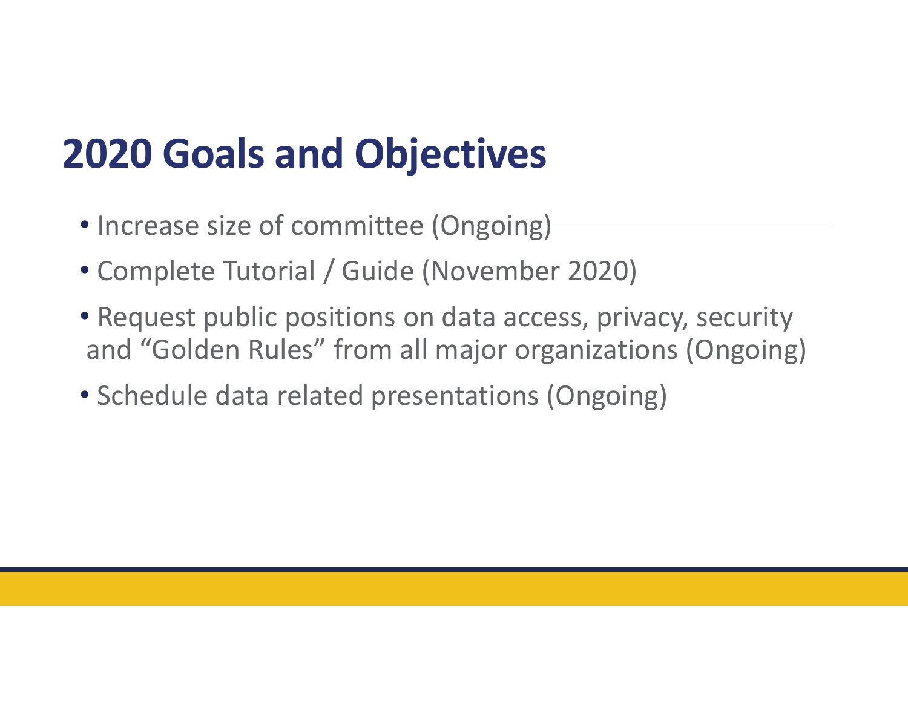# 2020 Goals and Objectives

- ~~Increase size of committee (Ongoing)~~
- Complete Tutorial / Guide (November 2020)
- Request public positions on data access, privacy, security and "Golden Rules" from all major organizations (Ongoing)
- Schedule data related presentations (Ongoing)